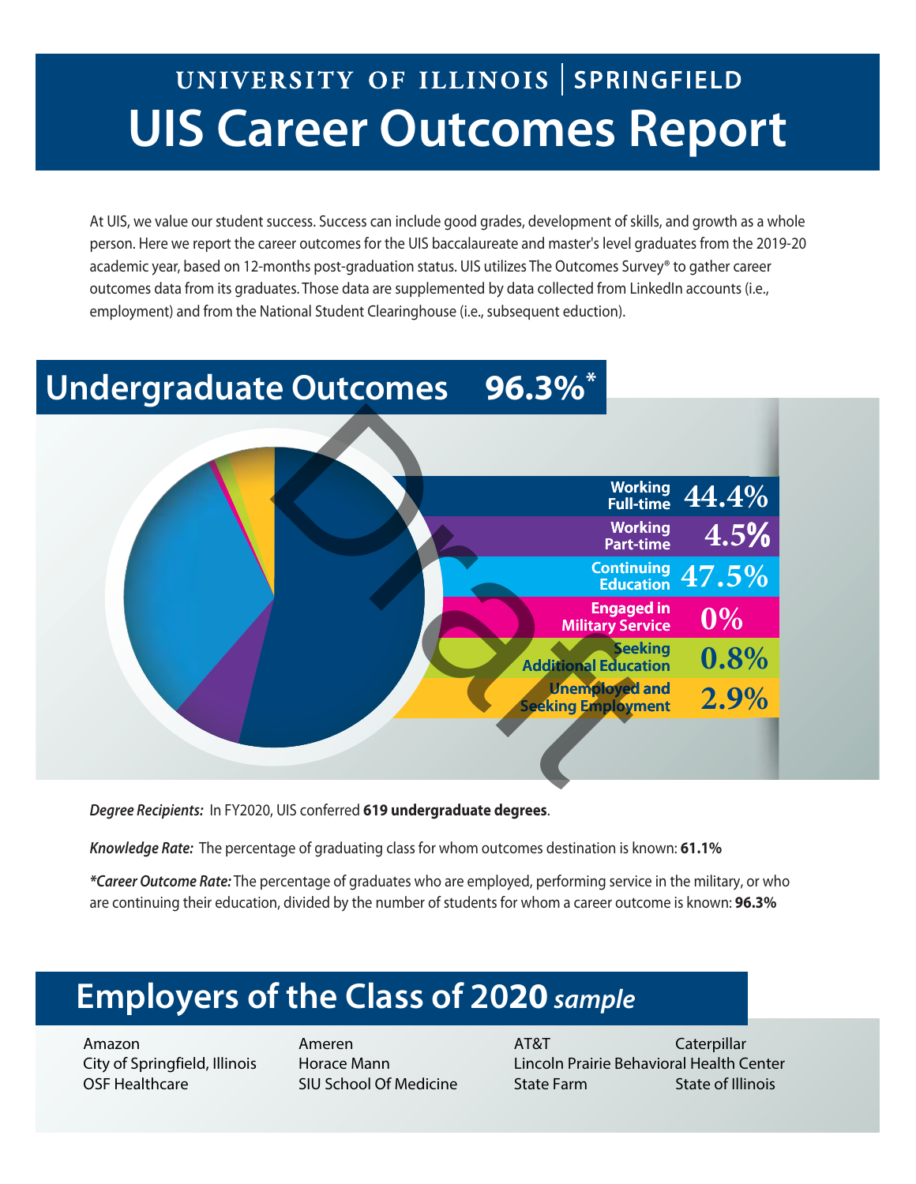UNIVERSITY OF ILLINOIS | SPRINGFIELD

# UIS Career Outcomes Report

At UIS, we value our student success. Success can include good grades, development of skills, and growth as a whole person. Here we report the career outcomes for the UIS baccalaureate and master's level graduates from the 2019-20 academic year, based on 12-months post-graduation status. UIS utilizes The Outcomes Survey® to gather career outcomes data from its graduates. Those data are supplemented by data collected from LinkedIn accounts (i.e., employment) and from the National Student Clearinghouse (i.e., subsequent eduction).

## Undergraduate Outcomes 96.3%*

Working Full-time 44.4%

Working Part-time 4.5%

Continuing Education 47.5%

Engaged in Military Service 0%

Seeking Additional Education 0.8%

Unemployed and Seeking Employment 2.9%

Draft

*Degree Recipients:* In FY2020, UIS conferred **619 undergraduate degrees**.

*Knowledge Rate:* The percentage of graduating class for whom outcomes destination is known: **61.1%**

***Career Outcome Rate:*** The percentage of graduates who are employed, performing service in the military, or who are continuing their education, divided by the number of students for whom a career outcome is known: **96.3%**

## Employers of the Class of 2020 *sample*

Amazon
City of Springfield, Illinois
OSF Healthcare
Ameren
Horace Mann
SIU School Of Medicine
AT&T
Lincoln Prairie Behavioral Health Center
State Farm
Caterpillar
State of Illinois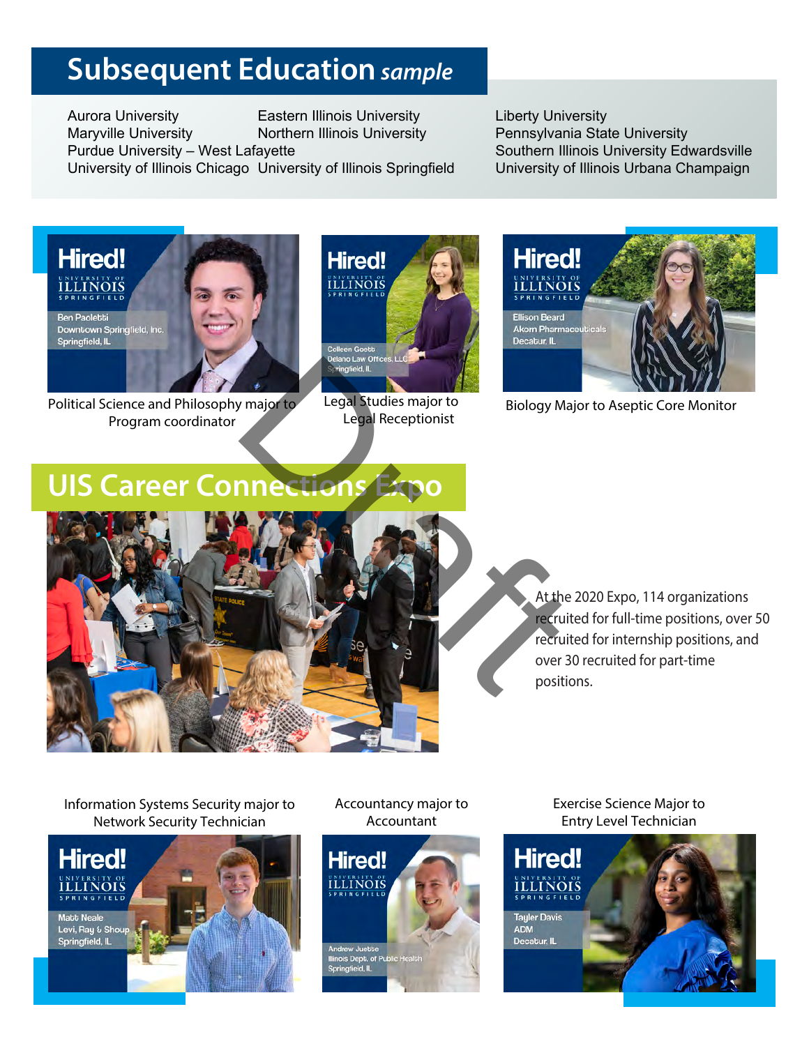## Subsequent Education *sample*

Aurora University
Maryville University
Purdue University – West Lafayette
University of Illinois Chicago
Eastern Illinois University
Northern Illinois University
University of Illinois Springfield
Liberty University
Pennsylvania State University
Southern Illinois University Edwardsville
University of Illinois Urbana Champaign

Hired! University of Illinois Springfield
Ben Paoletti
Downtown Springfield, Inc.
Springfield, IL

Political Science and Philosophy major to Program coordinator

Hired! University of Illinois Springfield
Colleen Goetz
Delano Law Offices, LLC
Springfield, IL

Legal Studies major to Legal Receptionist

Hired! University of Illinois Springfield
Ellison Beard
Akorn Pharmaceuticals
Decatur, IL

Biology Major to Aseptic Core Monitor

## UIS Career Connections Expo

At the 2020 Expo, 114 organizations recruited for full-time positions, over 50 recruited for internship positions, and over 30 recruited for part-time positions.

Information Systems Security major to Network Security Technician

Hired! University of Illinois Springfield
Matt Neale
Levi, Ray & Shoup
Springfield, IL

Accountancy major to Accountant

Hired! University of Illinois Springfield
Andrew Juette
Illinois Dept. of Public Health
Springfield, IL

Exercise Science Major to Entry Level Technician

Hired! University of Illinois Springfield
Tayler Davis
ADM
Decatur, IL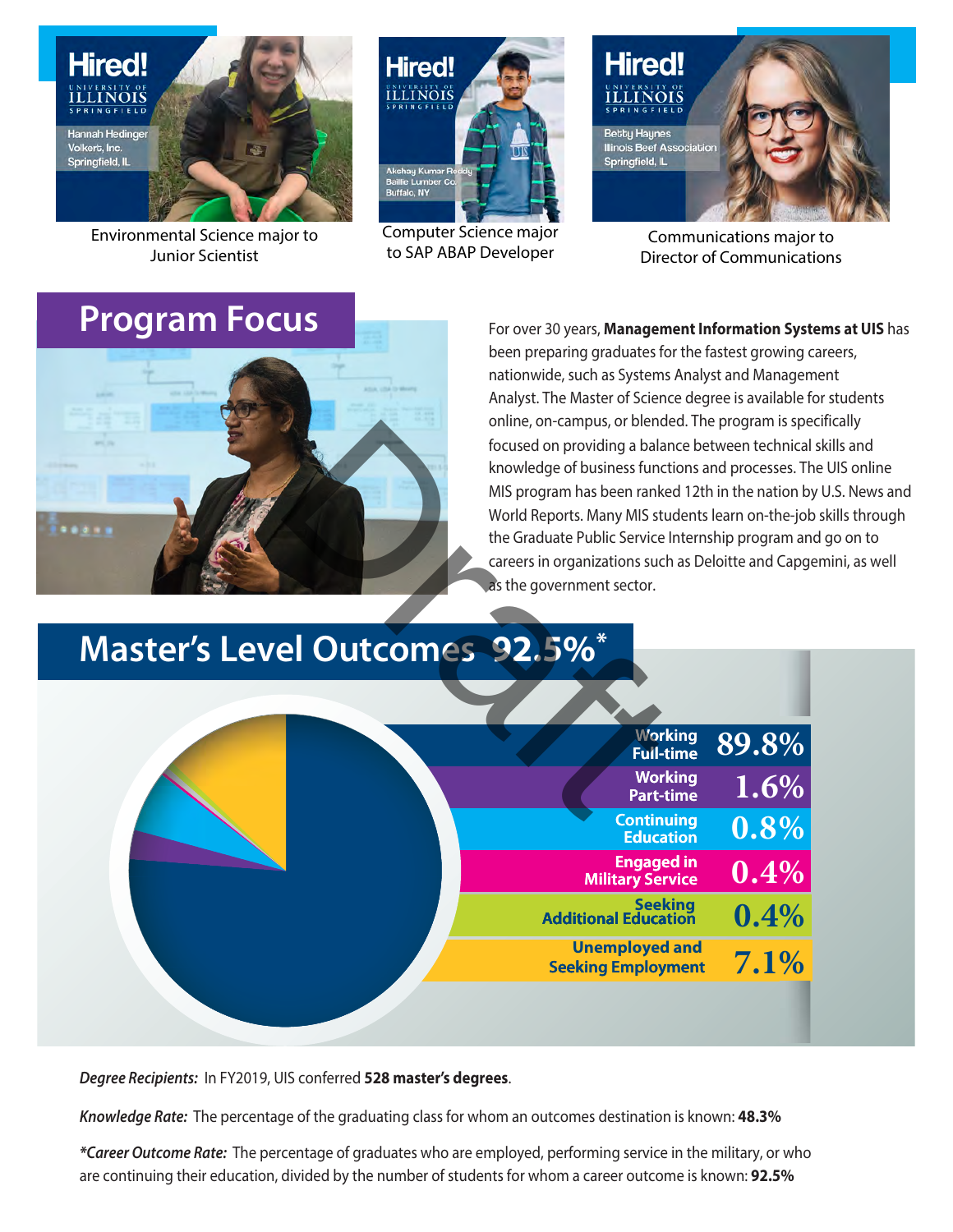Environmental Science major to Junior Scientist

Computer Science major to SAP ABAP Developer

Communications major to Director of Communications

## Program Focus

For over 30 years, **Management Information Systems at UIS** has been preparing graduates for the fastest growing careers, nationwide, such as Systems Analyst and Management Analyst. The Master of Science degree is available for students online, on-campus, or blended. The program is specifically focused on providing a balance between technical skills and knowledge of business functions and processes. The UIS online MIS program has been ranked 12th in the nation by U.S. News and World Reports. Many MIS students learn on-the-job skills through the Graduate Public Service Internship program and go on to careers in organizations such as Deloitte and Capgemini, as well as the government sector.

## Master's Level Outcomes 92.5%*

| Outcome | Percentage |
|---|---|
| Working Full-time | 89.8% |
| Working Part-time | 1.6% |
| Continuing Education | 0.8% |
| Engaged in Military Service | 0.4% |
| Seeking Additional Education | 0.4% |
| Unemployed and Seeking Employment | 7.1% |

*Degree Recipients:* In FY2019, UIS conferred **528 master's degrees**.

*Knowledge Rate:* The percentage of the graduating class for whom an outcomes destination is known: **48.3%**

**Career Outcome Rate:* The percentage of graduates who are employed, performing service in the military, or who are continuing their education, divided by the number of students for whom a career outcome is known: **92.5%**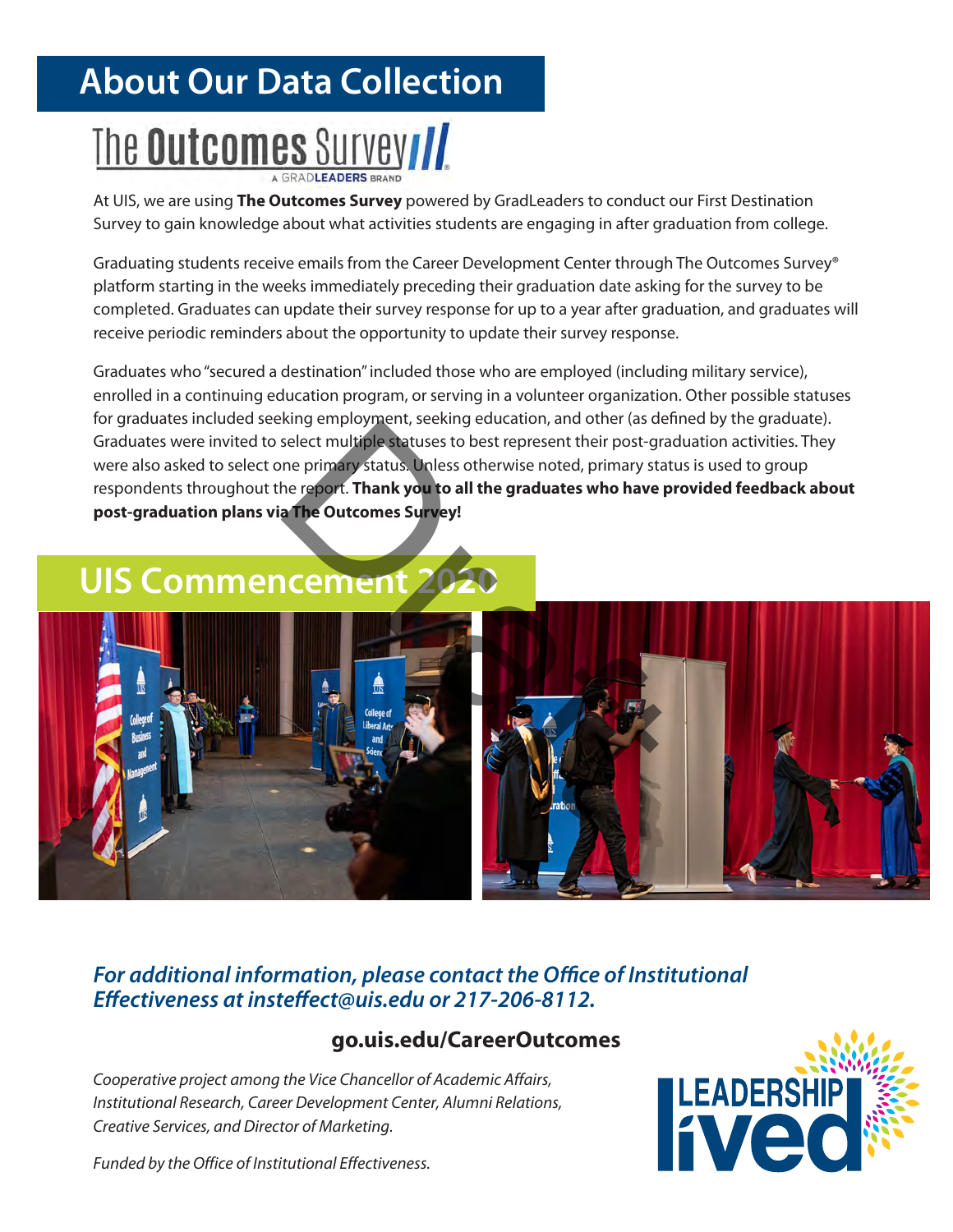# About Our Data Collection

The Outcomes Survey
A GRADLEADERS BRAND

At UIS, we are using **The Outcomes Survey** powered by GradLeaders to conduct our First Destination Survey to gain knowledge about what activities students are engaging in after graduation from college.

Graduating students receive emails from the Career Development Center through The Outcomes Survey® platform starting in the weeks immediately preceding their graduation date asking for the survey to be completed. Graduates can update their survey response for up to a year after graduation, and graduates will receive periodic reminders about the opportunity to update their survey response.

Graduates who "secured a destination" included those who are employed (including military service), enrolled in a continuing education program, or serving in a volunteer organization. Other possible statuses for graduates included seeking employment, seeking education, and other (as defined by the graduate). Graduates were invited to select multiple statuses to best represent their post-graduation activities. They were also asked to select one primary status. Unless otherwise noted, primary status is used to group respondents throughout the report. **Thank you to all the graduates who have provided feedback about post-graduation plans via The Outcomes Survey!**

## UIS Commencement 2020

***For additional information, please contact the Office of Institutional Effectiveness at insteffect@uis.edu or 217-206-8112.***

**go.uis.edu/CareerOutcomes**

*Cooperative project among the Vice Chancellor of Academic Affairs, Institutional Research, Career Development Center, Alumni Relations, Creative Services, and Director of Marketing.*

*Funded by the Office of Institutional Effectiveness.*

LEADERSHIP lived